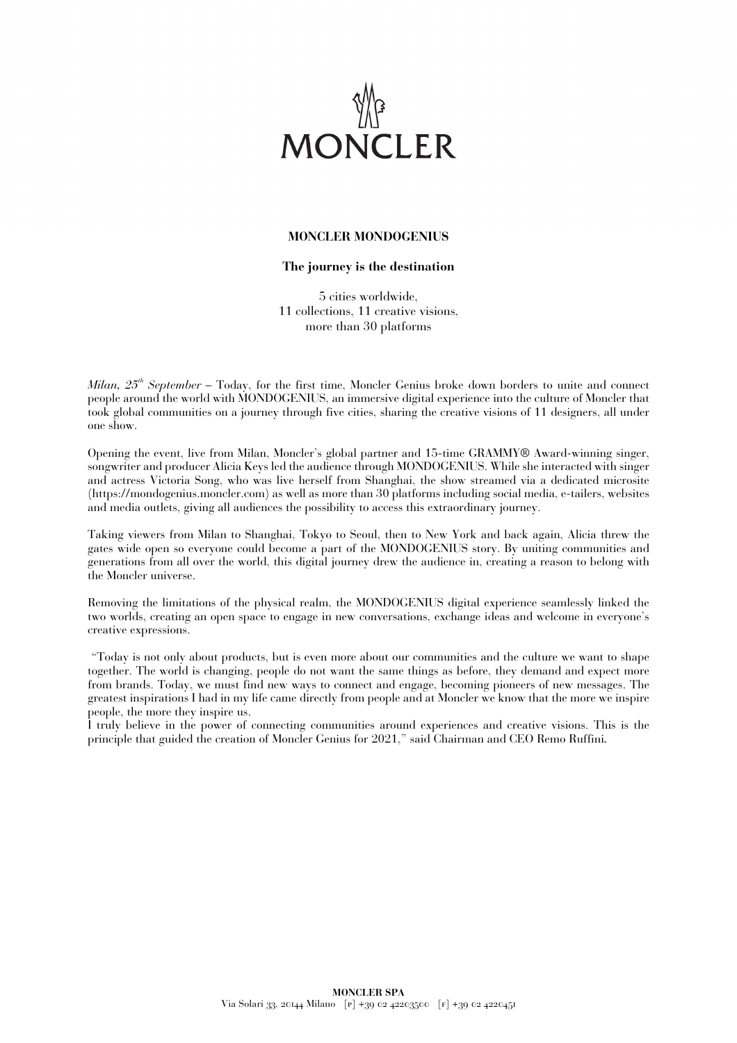# MONCLER MONDOGENIUS

## The journey is the destination

5 cities worldwide,
11 collections, 11 creative visions,
more than 30 platforms

*Milan, 25th September* – Today, for the first time, Moncler Genius broke down borders to unite and connect people around the world with MONDOGENIUS, an immersive digital experience into the culture of Moncler that took global communities on a journey through five cities, sharing the creative visions of 11 designers, all under one show.

Opening the event, live from Milan, Moncler's global partner and 15-time GRAMMY® Award-winning singer, songwriter and producer Alicia Keys led the audience through MONDOGENIUS. While she interacted with singer and actress Victoria Song, who was live herself from Shanghai, the show streamed via a dedicated microsite (https://mondogenius.moncler.com) as well as more than 30 platforms including social media, e-tailers, websites and media outlets, giving all audiences the possibility to access this extraordinary journey.

Taking viewers from Milan to Shanghai, Tokyo to Seoul, then to New York and back again, Alicia threw the gates wide open so everyone could become a part of the MONDOGENIUS story. By uniting communities and generations from all over the world, this digital journey drew the audience in, creating a reason to belong with the Moncler universe.

Removing the limitations of the physical realm, the MONDOGENIUS digital experience seamlessly linked the two worlds, creating an open space to engage in new conversations, exchange ideas and welcome in everyone's creative expressions.

"Today is not only about products, but is even more about our communities and the culture we want to shape together. The world is changing, people do not want the same things as before, they demand and expect more from brands. Today, we must find new ways to connect and engage, becoming pioneers of new messages. The greatest inspirations I had in my life came directly from people and at Moncler we know that the more we inspire people, the more they inspire us.
I truly believe in the power of connecting communities around experiences and creative visions. This is the principle that guided the creation of Moncler Genius for 2021," said Chairman and CEO Remo Ruffini.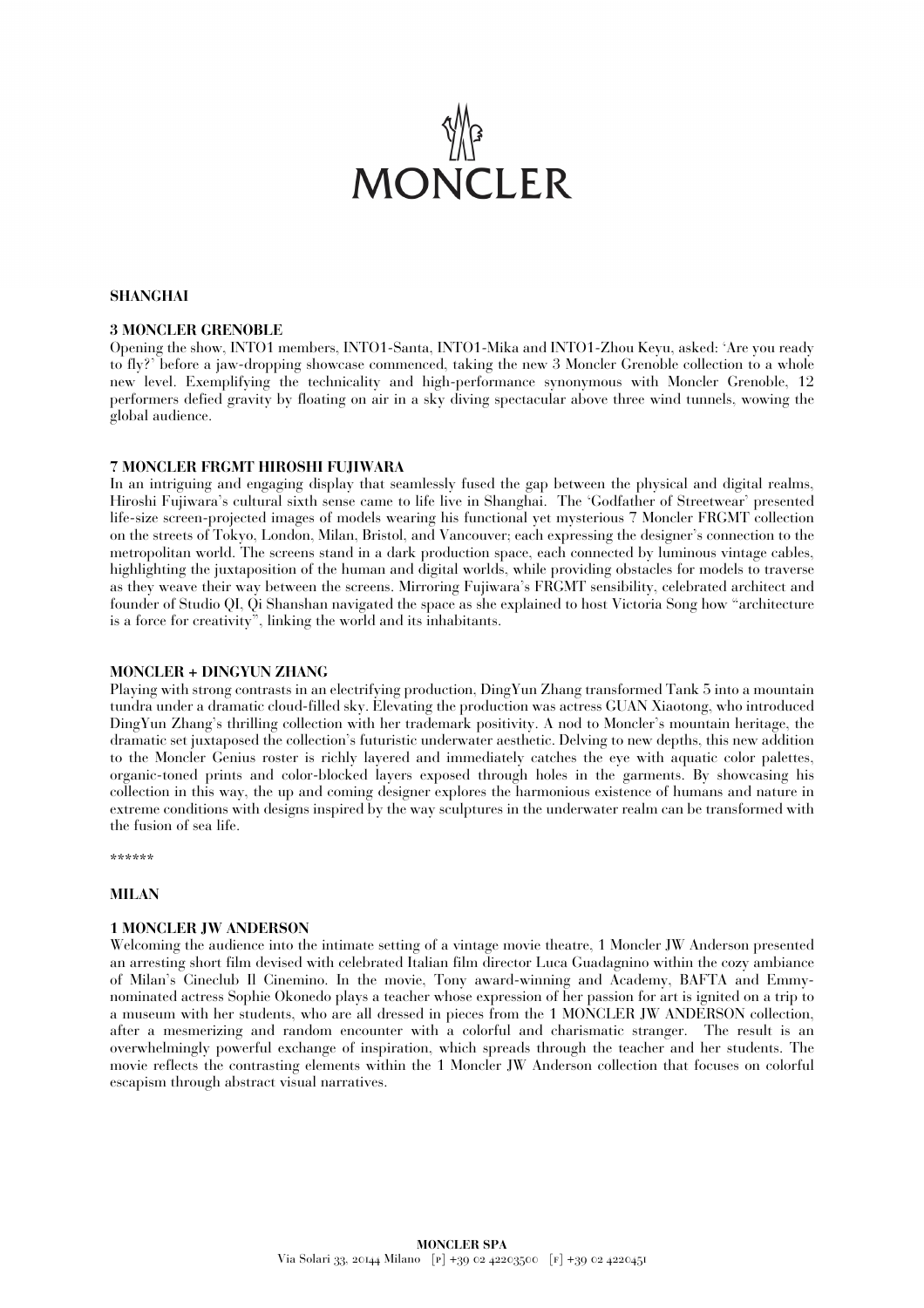**SHANGHAI**

**3 MONCLER GRENOBLE**

Opening the show, INTO1 members, INTO1-Santa, INTO1-Mika and INTO1-Zhou Keyu, asked: 'Are you ready to fly?' before a jaw-dropping showcase commenced, taking the new 3 Moncler Grenoble collection to a whole new level. Exemplifying the technicality and high-performance synonymous with Moncler Grenoble, 12 performers defied gravity by floating on air in a sky diving spectacular above three wind tunnels, wowing the global audience.

**7 MONCLER FRGMT HIROSHI FUJIWARA**

In an intriguing and engaging display that seamlessly fused the gap between the physical and digital realms, Hiroshi Fujiwara's cultural sixth sense came to life live in Shanghai. The 'Godfather of Streetwear' presented life-size screen-projected images of models wearing his functional yet mysterious 7 Moncler FRGMT collection on the streets of Tokyo, London, Milan, Bristol, and Vancouver; each expressing the designer's connection to the metropolitan world. The screens stand in a dark production space, each connected by luminous vintage cables, highlighting the juxtaposition of the human and digital worlds, while providing obstacles for models to traverse as they weave their way between the screens. Mirroring Fujiwara's FRGMT sensibility, celebrated architect and founder of Studio QI, Qi Shanshan navigated the space as she explained to host Victoria Song how "architecture is a force for creativity", linking the world and its inhabitants.

**MONCLER + DINGYUN ZHANG**

Playing with strong contrasts in an electrifying production, DingYun Zhang transformed Tank 5 into a mountain tundra under a dramatic cloud-filled sky. Elevating the production was actress GUAN Xiaotong, who introduced DingYun Zhang's thrilling collection with her trademark positivity. A nod to Moncler's mountain heritage, the dramatic set juxtaposed the collection's futuristic underwater aesthetic. Delving to new depths, this new addition to the Moncler Genius roster is richly layered and immediately catches the eye with aquatic color palettes, organic-toned prints and color-blocked layers exposed through holes in the garments. By showcasing his collection in this way, the up and coming designer explores the harmonious existence of humans and nature in extreme conditions with designs inspired by the way sculptures in the underwater realm can be transformed with the fusion of sea life.

******

**MILAN**

**1 MONCLER JW ANDERSON**

Welcoming the audience into the intimate setting of a vintage movie theatre, 1 Moncler JW Anderson presented an arresting short film devised with celebrated Italian film director Luca Guadagnino within the cozy ambiance of Milan's Cineclub Il Cinemino. In the movie, Tony award-winning and Academy, BAFTA and Emmy-nominated actress Sophie Okonedo plays a teacher whose expression of her passion for art is ignited on a trip to a museum with her students, who are all dressed in pieces from the 1 MONCLER JW ANDERSON collection, after a mesmerizing and random encounter with a colorful and charismatic stranger. The result is an overwhelmingly powerful exchange of inspiration, which spreads through the teacher and her students. The movie reflects the contrasting elements within the 1 Moncler JW Anderson collection that focuses on colorful escapism through abstract visual narratives.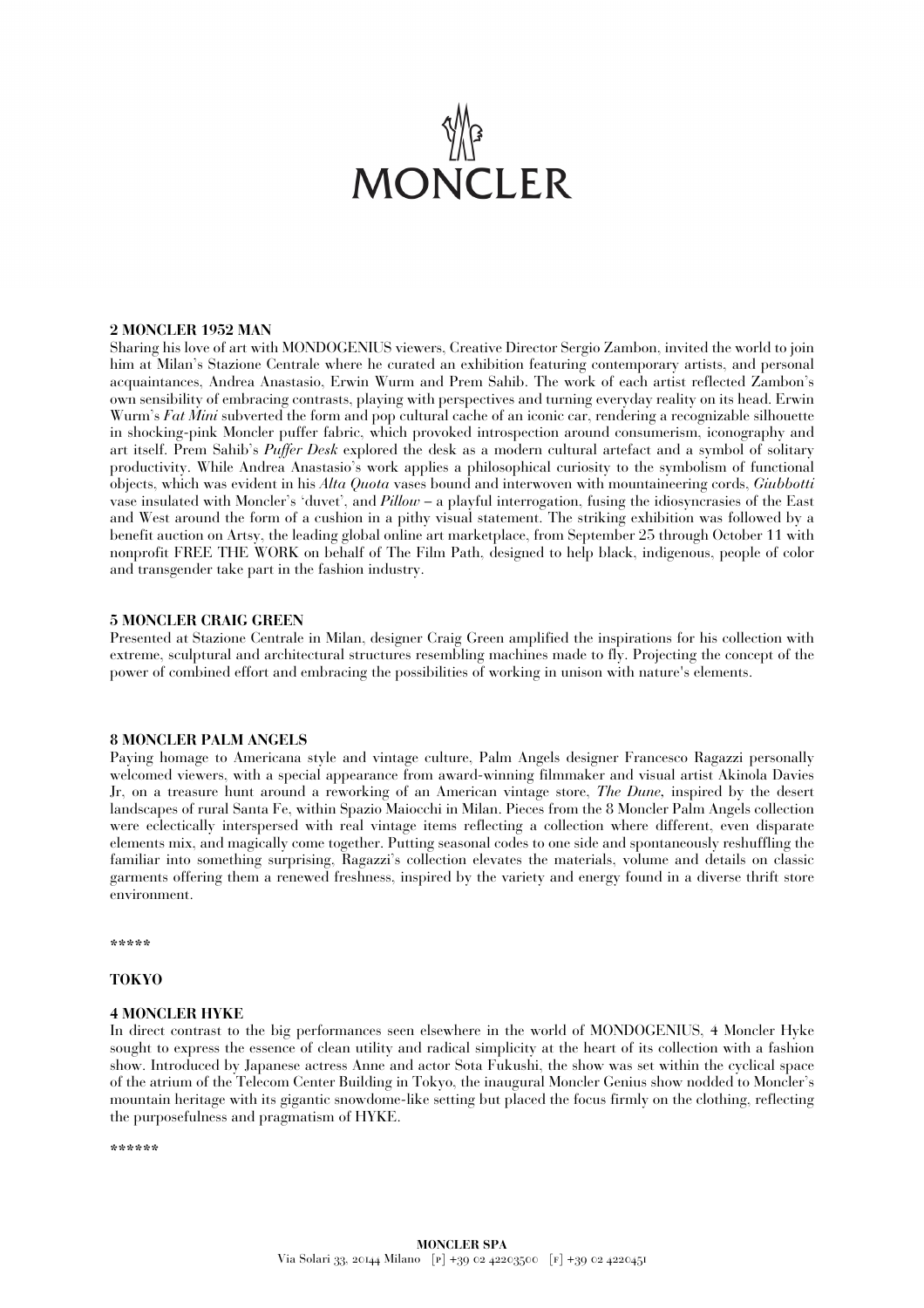**2 MONCLER 1952 MAN**

Sharing his love of art with MONDOGENIUS viewers, Creative Director Sergio Zambon, invited the world to join him at Milan's Stazione Centrale where he curated an exhibition featuring contemporary artists, and personal acquaintances, Andrea Anastasio, Erwin Wurm and Prem Sahib. The work of each artist reflected Zambon's own sensibility of embracing contrasts, playing with perspectives and turning everyday reality on its head. Erwin Wurm's *Fat Mini* subverted the form and pop cultural cache of an iconic car, rendering a recognizable silhouette in shocking-pink Moncler puffer fabric, which provoked introspection around consumerism, iconography and art itself. Prem Sahib's *Puffer Desk* explored the desk as a modern cultural artefact and a symbol of solitary productivity. While Andrea Anastasio's work applies a philosophical curiosity to the symbolism of functional objects, which was evident in his *Alta Quota* vases bound and interwoven with mountaineering cords, *Giubbotti* vase insulated with Moncler's 'duvet', and *Pillow* – a playful interrogation, fusing the idiosyncrasies of the East and West around the form of a cushion in a pithy visual statement. The striking exhibition was followed by a benefit auction on Artsy, the leading global online art marketplace, from September 25 through October 11 with nonprofit FREE THE WORK on behalf of The Film Path, designed to help black, indigenous, people of color and transgender take part in the fashion industry.

**5 MONCLER CRAIG GREEN**

Presented at Stazione Centrale in Milan, designer Craig Green amplified the inspirations for his collection with extreme, sculptural and architectural structures resembling machines made to fly. Projecting the concept of the power of combined effort and embracing the possibilities of working in unison with nature's elements.

**8 MONCLER PALM ANGELS**

Paying homage to Americana style and vintage culture, Palm Angels designer Francesco Ragazzi personally welcomed viewers, with a special appearance from award-winning filmmaker and visual artist Akinola Davies Jr, on a treasure hunt around a reworking of an American vintage store, *The Dune*, inspired by the desert landscapes of rural Santa Fe, within Spazio Maiocchi in Milan. Pieces from the 8 Moncler Palm Angels collection were eclectically interspersed with real vintage items reflecting a collection where different, even disparate elements mix, and magically come together. Putting seasonal codes to one side and spontaneously reshuffling the familiar into something surprising, Ragazzi's collection elevates the materials, volume and details on classic garments offering them a renewed freshness, inspired by the variety and energy found in a diverse thrift store environment.

\*\*\*\*\*

**TOKYO**

**4 MONCLER HYKE**

In direct contrast to the big performances seen elsewhere in the world of MONDOGENIUS, 4 Moncler Hyke sought to express the essence of clean utility and radical simplicity at the heart of its collection with a fashion show. Introduced by Japanese actress Anne and actor Sota Fukushi, the show was set within the cyclical space of the atrium of the Telecom Center Building in Tokyo, the inaugural Moncler Genius show nodded to Moncler's mountain heritage with its gigantic snowdome-like setting but placed the focus firmly on the clothing, reflecting the purposefulness and pragmatism of HYKE.

\*\*\*\*\*\*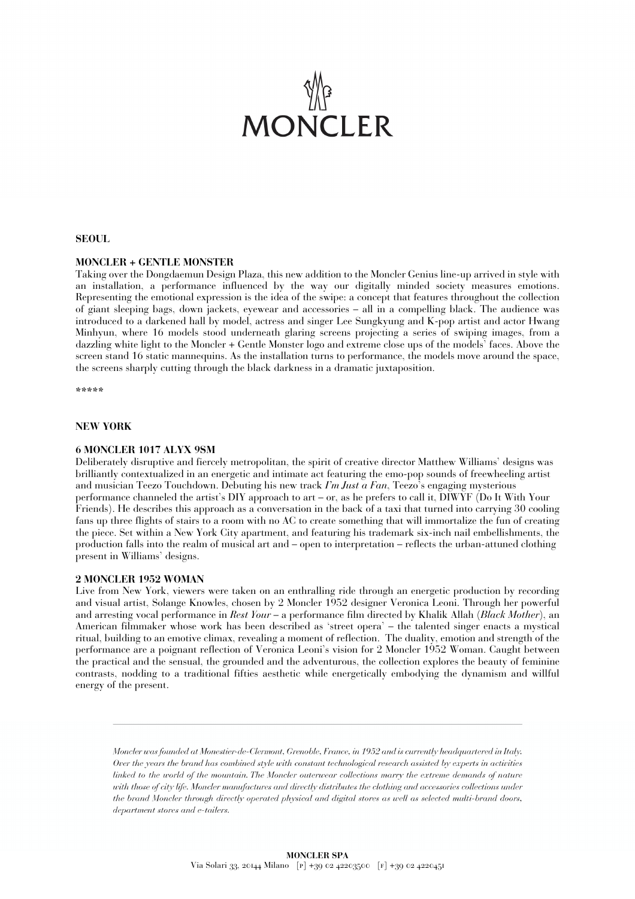MONCLER

**SEOUL**

**MONCLER + GENTLE MONSTER**

Taking over the Dongdaemun Design Plaza, this new addition to the Moncler Genius line-up arrived in style with an installation, a performance influenced by the way our digitally minded society measures emotions. Representing the emotional expression is the idea of the swipe: a concept that features throughout the collection of giant sleeping bags, down jackets, eyewear and accessories – all in a compelling black. The audience was introduced to a darkened hall by model, actress and singer Lee Sungkyung and K-pop artist and actor Hwang Minhyun, where 16 models stood underneath glaring screens projecting a series of swiping images, from a dazzling white light to the Moncler + Gentle Monster logo and extreme close ups of the models' faces. Above the screen stand 16 static mannequins. As the installation turns to performance, the models move around the space, the screens sharply cutting through the black darkness in a dramatic juxtaposition.

\*\*\*\*\*

**NEW YORK**

**6 MONCLER 1017 ALYX 9SM**

Deliberately disruptive and fiercely metropolitan, the spirit of creative director Matthew Williams' designs was brilliantly contextualized in an energetic and intimate act featuring the emo-pop sounds of freewheeling artist and musician Teezo Touchdown. Debuting his new track *I'm Just a Fan*, Teezo's engaging mysterious performance channeled the artist's DIY approach to art – or, as he prefers to call it, DIWYF (Do It With Your Friends). He describes this approach as a conversation in the back of a taxi that turned into carrying 30 cooling fans up three flights of stairs to a room with no AC to create something that will immortalize the fun of creating the piece. Set within a New York City apartment, and featuring his trademark six-inch nail embellishments, the production falls into the realm of musical art and – open to interpretation – reflects the urban-attuned clothing present in Williams' designs.

**2 MONCLER 1952 WOMAN**

Live from New York, viewers were taken on an enthralling ride through an energetic production by recording and visual artist, Solange Knowles, chosen by 2 Moncler 1952 designer Veronica Leoni. Through her powerful and arresting vocal performance in *Rest Your* – a performance film directed by Khalik Allah (*Black Mother*), an American filmmaker whose work has been described as 'street opera' – the talented singer enacts a mystical ritual, building to an emotive climax, revealing a moment of reflection. The duality, emotion and strength of the performance are a poignant reflection of Veronica Leoni's vision for 2 Moncler 1952 Woman. Caught between the practical and the sensual, the grounded and the adventurous, the collection explores the beauty of feminine contrasts, nodding to a traditional fifties aesthetic while energetically embodying the dynamism and willful energy of the present.

---

*Moncler was founded at Monestier-de-Clermont, Grenoble, France, in 1952 and is currently headquartered in Italy. Over the years the brand has combined style with constant technological research assisted by experts in activities linked to the world of the mountain. The Moncler outerwear collections marry the extreme demands of nature with those of city life. Moncler manufactures and directly distributes the clothing and accessories collections under the brand Moncler through directly operated physical and digital stores as well as selected multi-brand doors, department stores and e-tailers.*

**MONCLER SPA**
Via Solari 33, 20144 Milano [P] +39 02 42203500 [F] +39 02 4220451